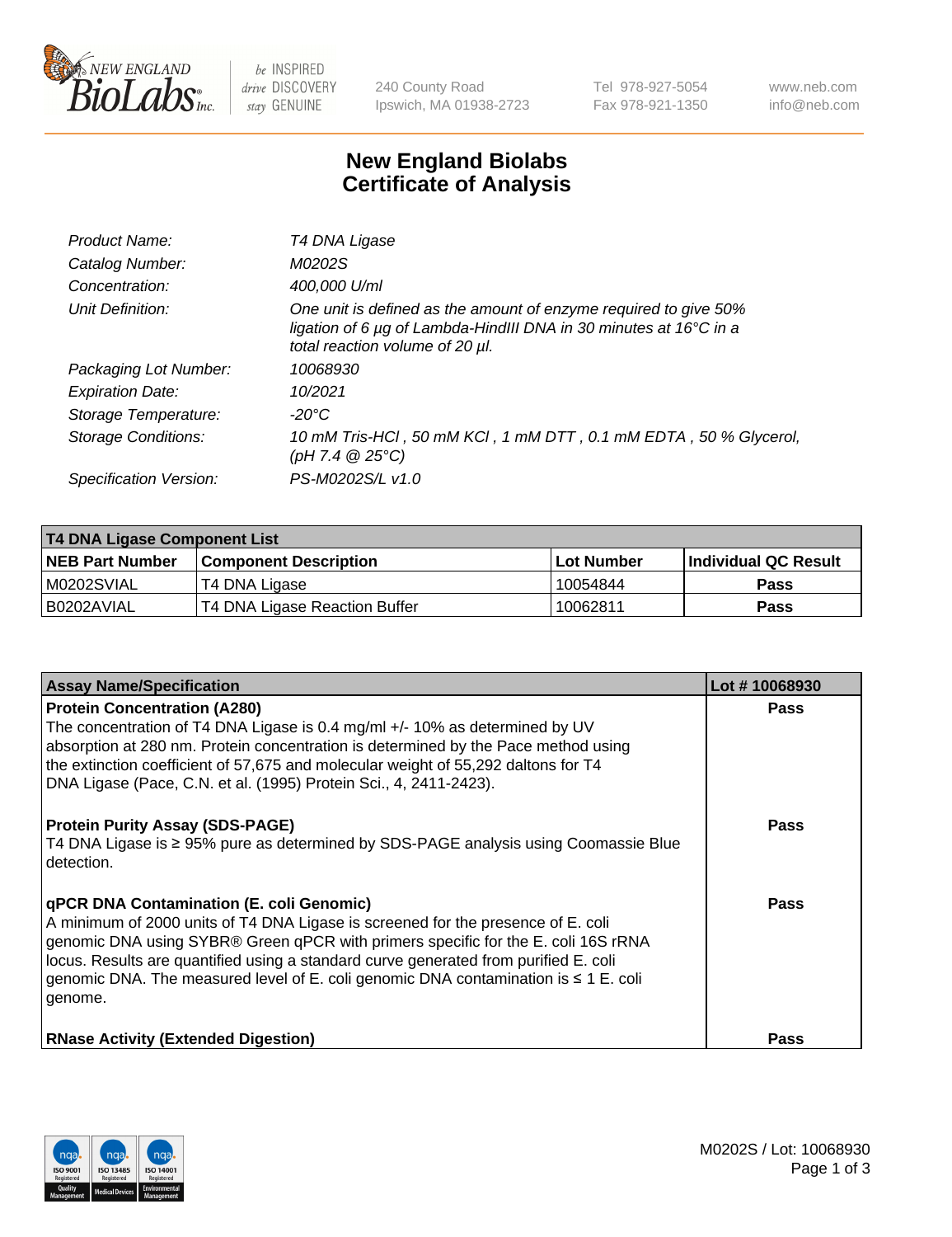New England BioLabs Inc. — be INSPIRED drive DISCOVERY stay GENUINE

240 County Road
Ipswich, MA 01938-2723

Tel 978-927-5054
Fax 978-921-1350

www.neb.com
info@neb.com

# New England Biolabs
# Certificate of Analysis

| | |
|---|---|
| *Product Name:* | *T4 DNA Ligase* |
| *Catalog Number:* | *M0202S* |
| *Concentration:* | *400,000 U/ml* |
| *Unit Definition:* | *One unit is defined as the amount of enzyme required to give 50% ligation of 6 µg of Lambda-HindIII DNA in 30 minutes at 16°C in a total reaction volume of 20 µl.* |
| *Packaging Lot Number:* | *10068930* |
| *Expiration Date:* | *10/2021* |
| *Storage Temperature:* | *-20°C* |
| *Storage Conditions:* | *10 mM Tris-HCl , 50 mM KCl , 1 mM DTT , 0.1 mM EDTA , 50 % Glycerol, (pH 7.4 @ 25°C)* |
| *Specification Version:* | *PS-M0202S/L v1.0* |

| **T4 DNA Ligase Component List** | | | |
|---|---|---|---|
| **NEB Part Number** | **Component Description** | **Lot Number** | **Individual QC Result** |
| M0202SVIAL | T4 DNA Ligase | 10054844 | Pass |
| B0202AVIAL | T4 DNA Ligase Reaction Buffer | 10062811 | Pass |

| Assay Name/Specification | Lot # 10068930 |
|---|---|
| **Protein Concentration (A280)**<br>The concentration of T4 DNA Ligase is 0.4 mg/ml +/- 10% as determined by UV absorption at 280 nm. Protein concentration is determined by the Pace method using the extinction coefficient of 57,675 and molecular weight of 55,292 daltons for T4 DNA Ligase (Pace, C.N. et al. (1995) Protein Sci., 4, 2411-2423). | Pass |
| **Protein Purity Assay (SDS-PAGE)**<br>T4 DNA Ligase is ≥ 95% pure as determined by SDS-PAGE analysis using Coomassie Blue detection. | Pass |
| **qPCR DNA Contamination (E. coli Genomic)**<br>A minimum of 2000 units of T4 DNA Ligase is screened for the presence of E. coli genomic DNA using SYBR® Green qPCR with primers specific for the E. coli 16S rRNA locus. Results are quantified using a standard curve generated from purified E. coli genomic DNA. The measured level of E. coli genomic DNA contamination is ≤ 1 E. coli genome. | Pass |
| **RNase Activity (Extended Digestion)** | Pass |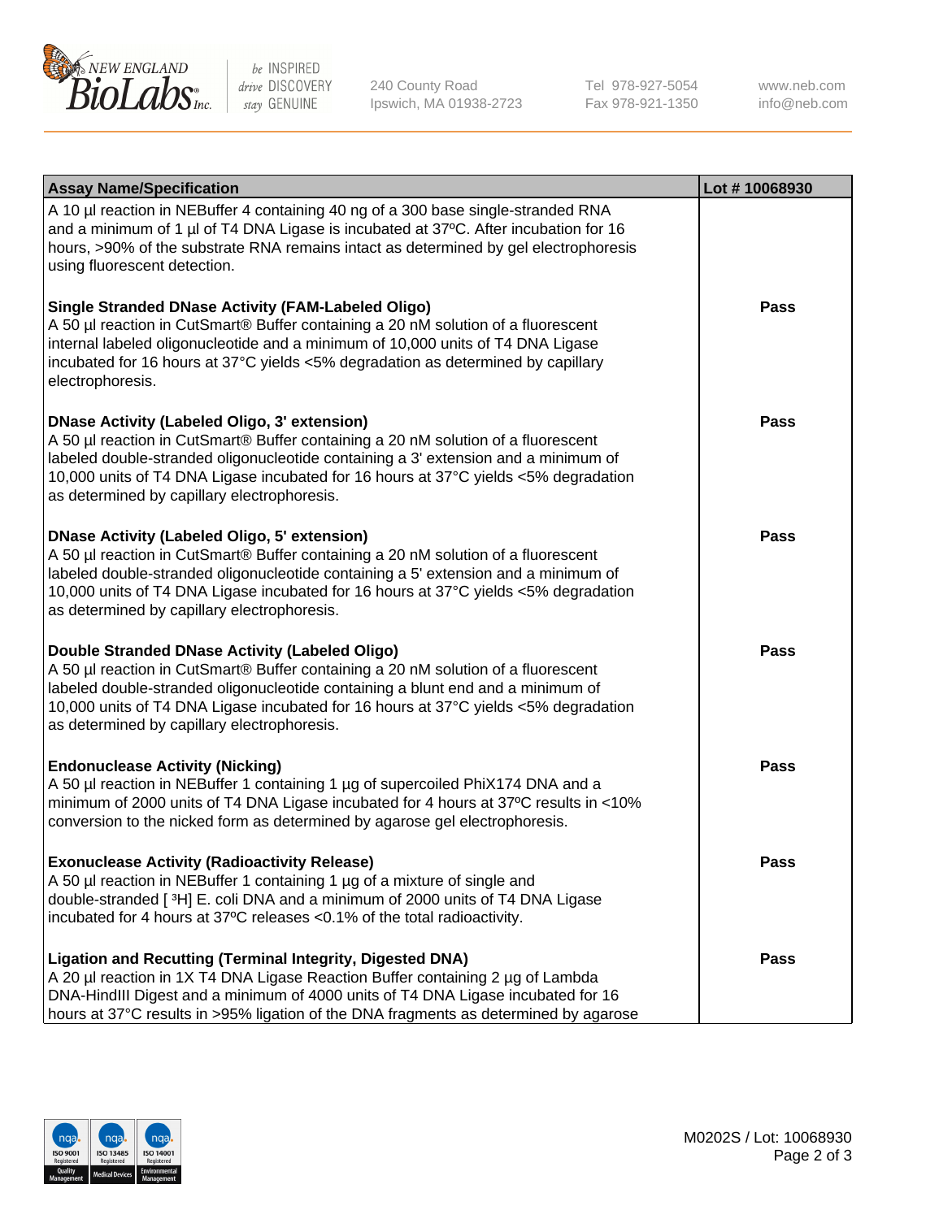| Assay Name/Specification | Lot # 10068930 |
|---|---|
| A 10 µl reaction in NEBuffer 4 containing 40 ng of a 300 base single-stranded RNA and a minimum of 1 µl of T4 DNA Ligase is incubated at 37ºC. After incubation for 16 hours, >90% of the substrate RNA remains intact as determined by gel electrophoresis using fluorescent detection. | |
| **Single Stranded DNase Activity (FAM-Labeled Oligo)**<br>A 50 µl reaction in CutSmart® Buffer containing a 20 nM solution of a fluorescent internal labeled oligonucleotide and a minimum of 10,000 units of T4 DNA Ligase incubated for 16 hours at 37°C yields <5% degradation as determined by capillary electrophoresis. | **Pass** |
| **DNase Activity (Labeled Oligo, 3' extension)**<br>A 50 µl reaction in CutSmart® Buffer containing a 20 nM solution of a fluorescent labeled double-stranded oligonucleotide containing a 3' extension and a minimum of 10,000 units of T4 DNA Ligase incubated for 16 hours at 37°C yields <5% degradation as determined by capillary electrophoresis. | **Pass** |
| **DNase Activity (Labeled Oligo, 5' extension)**<br>A 50 µl reaction in CutSmart® Buffer containing a 20 nM solution of a fluorescent labeled double-stranded oligonucleotide containing a 5' extension and a minimum of 10,000 units of T4 DNA Ligase incubated for 16 hours at 37°C yields <5% degradation as determined by capillary electrophoresis. | **Pass** |
| **Double Stranded DNase Activity (Labeled Oligo)**<br>A 50 µl reaction in CutSmart® Buffer containing a 20 nM solution of a fluorescent labeled double-stranded oligonucleotide containing a blunt end and a minimum of 10,000 units of T4 DNA Ligase incubated for 16 hours at 37°C yields <5% degradation as determined by capillary electrophoresis. | **Pass** |
| **Endonuclease Activity (Nicking)**<br>A 50 µl reaction in NEBuffer 1 containing 1 µg of supercoiled PhiX174 DNA and a minimum of 2000 units of T4 DNA Ligase incubated for 4 hours at 37ºC results in <10% conversion to the nicked form as determined by agarose gel electrophoresis. | **Pass** |
| **Exonuclease Activity (Radioactivity Release)**<br>A 50 µl reaction in NEBuffer 1 containing 1 µg of a mixture of single and double-stranded [ $^3$H] E. coli DNA and a minimum of 2000 units of T4 DNA Ligase incubated for 4 hours at 37ºC releases <0.1% of the total radioactivity. | **Pass** |
| **Ligation and Recutting (Terminal Integrity, Digested DNA)**<br>A 20 µl reaction in 1X T4 DNA Ligase Reaction Buffer containing 2 µg of Lambda DNA-HindIII Digest and a minimum of 4000 units of T4 DNA Ligase incubated for 16 hours at 37°C results in >95% ligation of the DNA fragments as determined by agarose | **Pass** |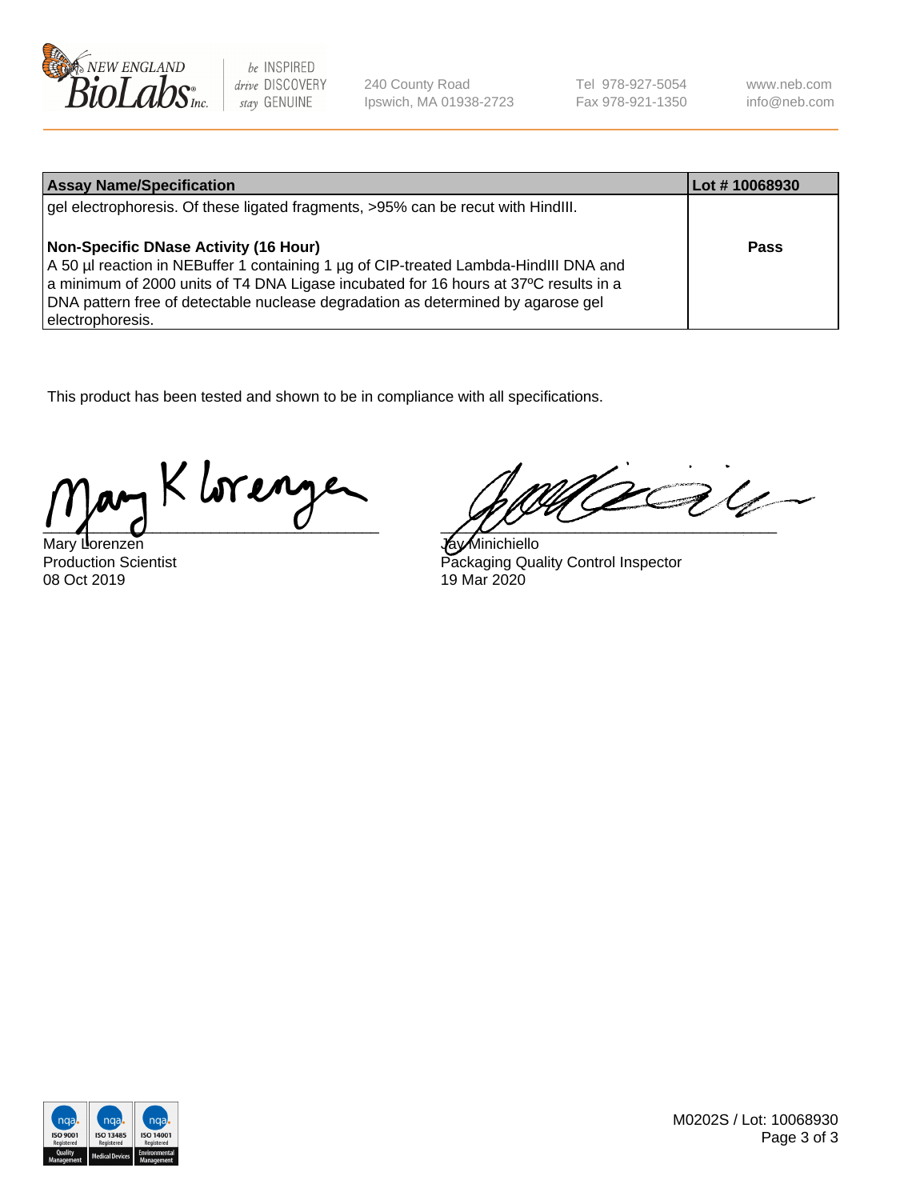| Assay Name/Specification | Lot # 10068930 |
| --- | --- |
| gel electrophoresis. Of these ligated fragments, >95% can be recut with HindIII. | |
| **Non-Specific DNase Activity (16 Hour)**<br>A 50 µl reaction in NEBuffer 1 containing 1 µg of CIP-treated Lambda-HindIII DNA and a minimum of 2000 units of T4 DNA Ligase incubated for 16 hours at 37ºC results in a DNA pattern free of detectable nuclease degradation as determined by agarose gel electrophoresis. | **Pass** |

This product has been tested and shown to be in compliance with all specifications.

Mary Lorenzen
Production Scientist
08 Oct 2019

Jay Minichiello
Packaging Quality Control Inspector
19 Mar 2020

M0202S / Lot: 10068930